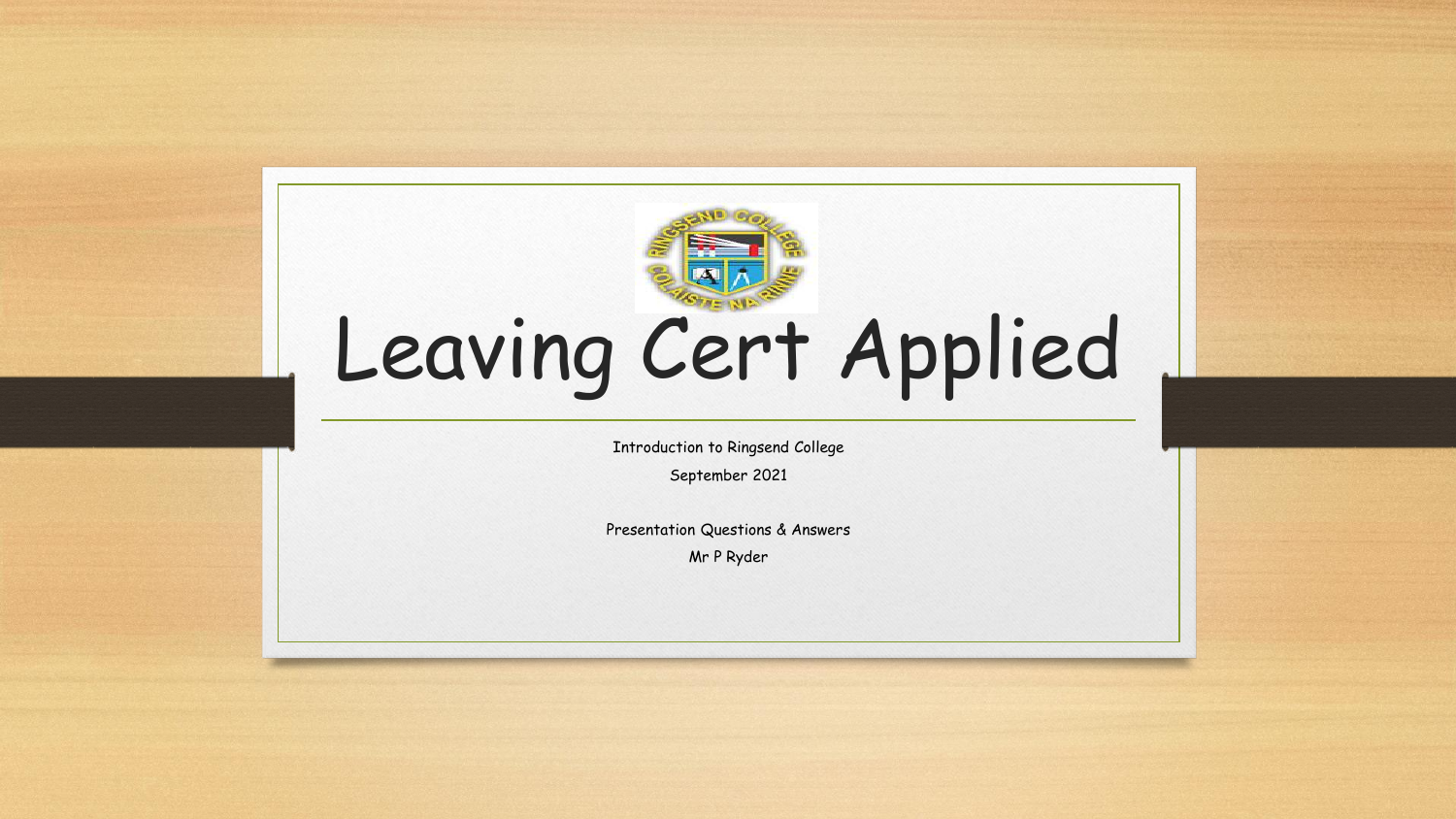# Leaving Cert Applied

Introduction to Ringsend College

September 2021

Presentation Questions & Answers

Mr P Ryder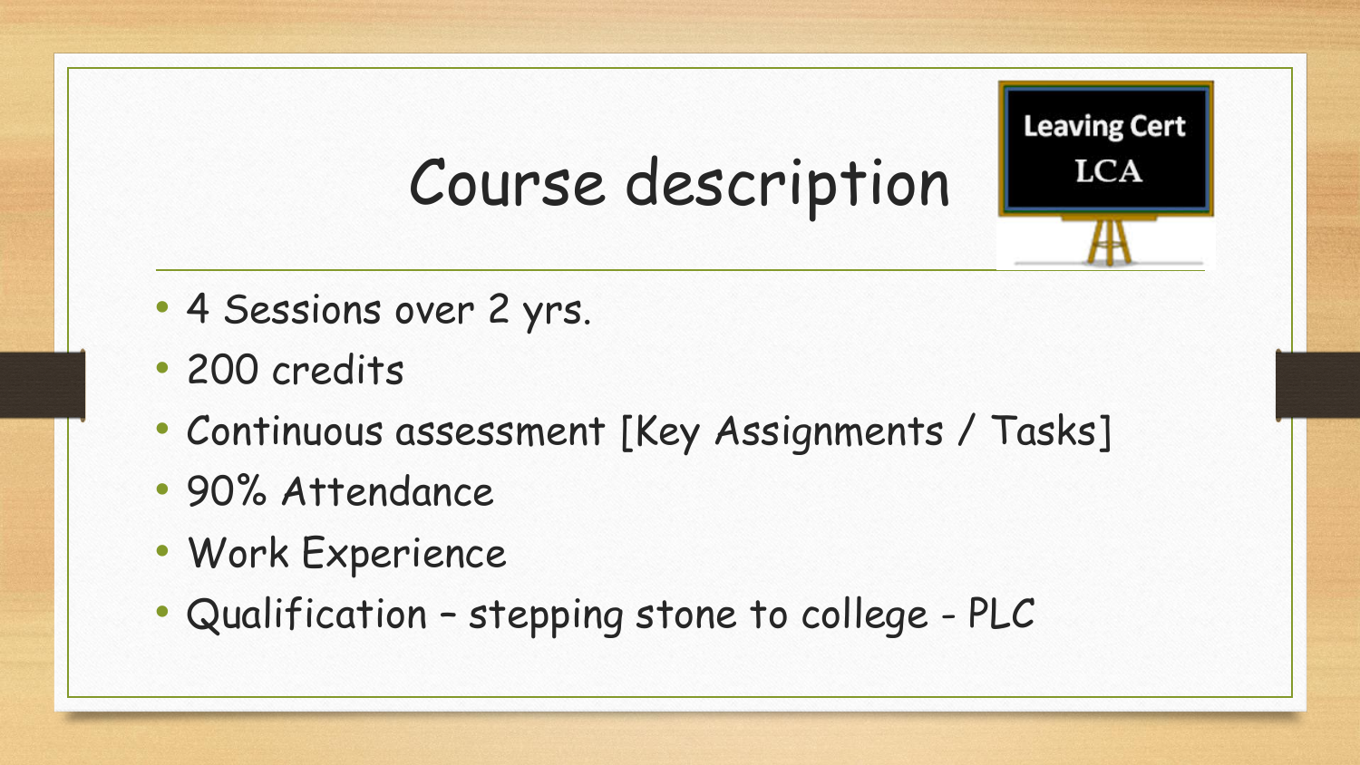# Course description

Leaving Cert
LCA

- 4 Sessions over 2 yrs.
- 200 credits
- Continuous assessment [Key Assignments / Tasks]
- 90% Attendance
- Work Experience
- Qualification – stepping stone to college - PLC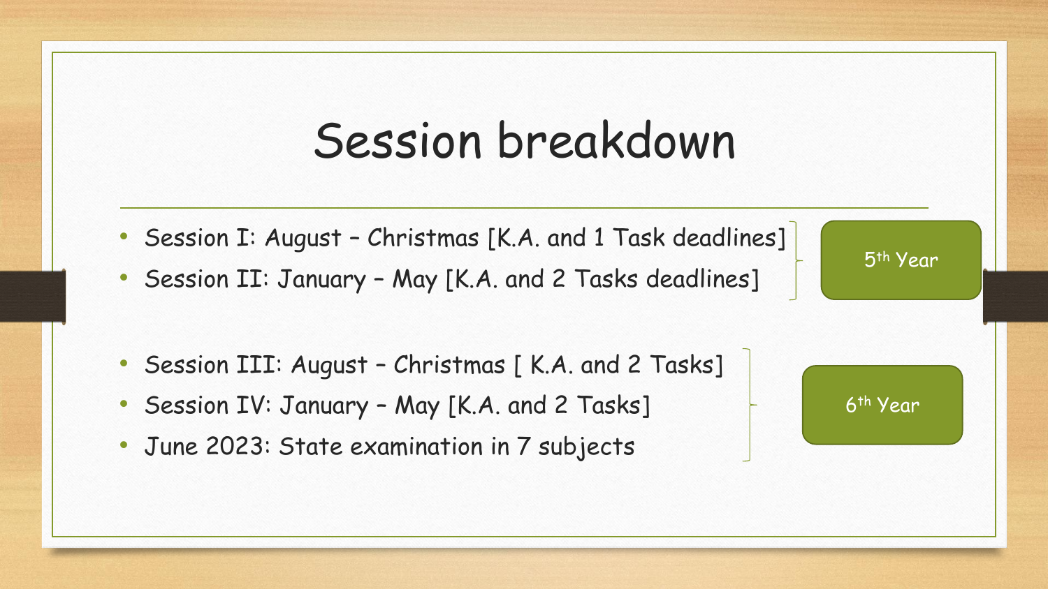# Session breakdown

**5th Year**

- Session I: August – Christmas [K.A. and 1 Task deadlines]
- Session II: January – May [K.A. and 2 Tasks deadlines]

**6th Year**

- Session III: August – Christmas [ K.A. and 2 Tasks]
- Session IV: January – May [K.A. and 2 Tasks]
- June 2023: State examination in 7 subjects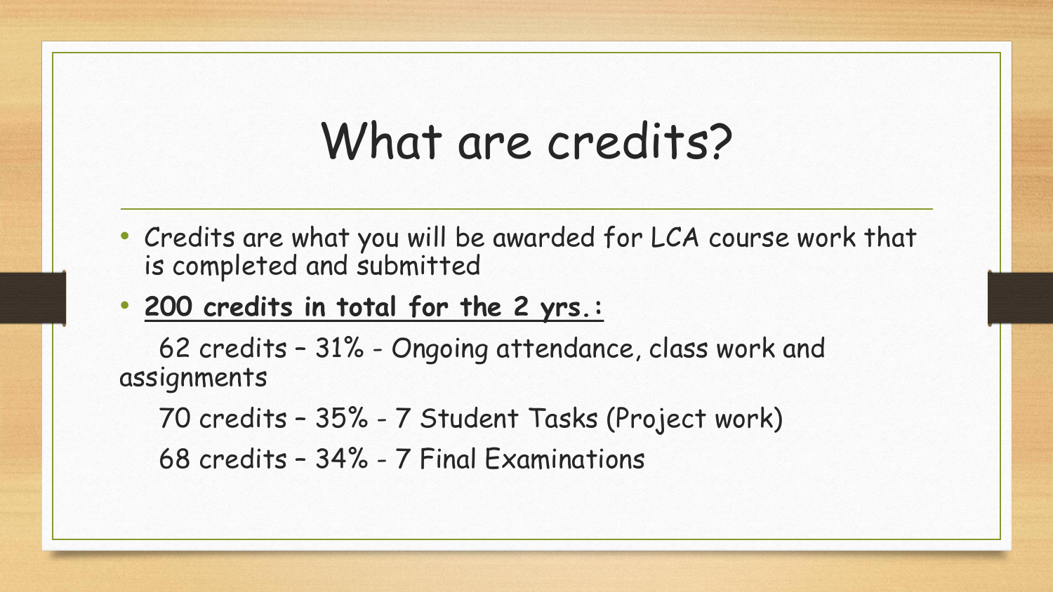# What are credits?

- Credits are what you will be awarded for LCA course work that is completed and submitted
- **200 credits in total for the 2 yrs.:**

62 credits – 31% - Ongoing attendance, class work and assignments

70 credits – 35% - 7 Student Tasks (Project work)

68 credits – 34% - 7 Final Examinations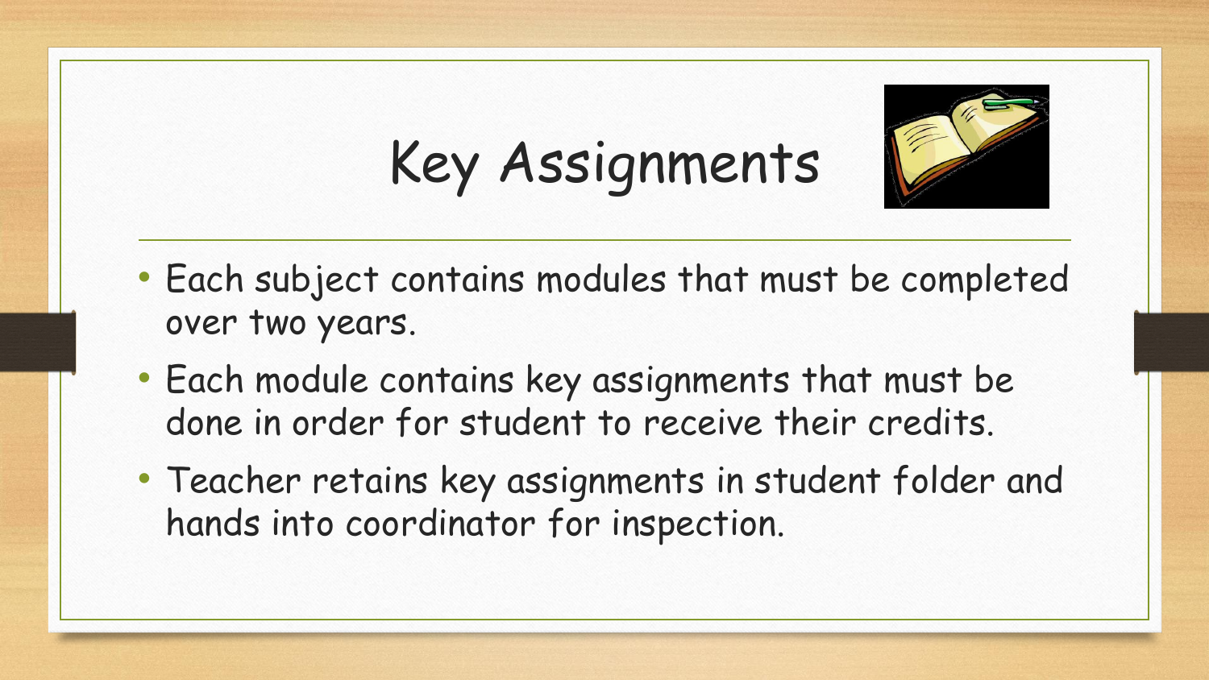# Key Assignments

- Each subject contains modules that must be completed over two years.
- Each module contains key assignments that must be done in order for student to receive their credits.
- Teacher retains key assignments in student folder and hands into coordinator for inspection.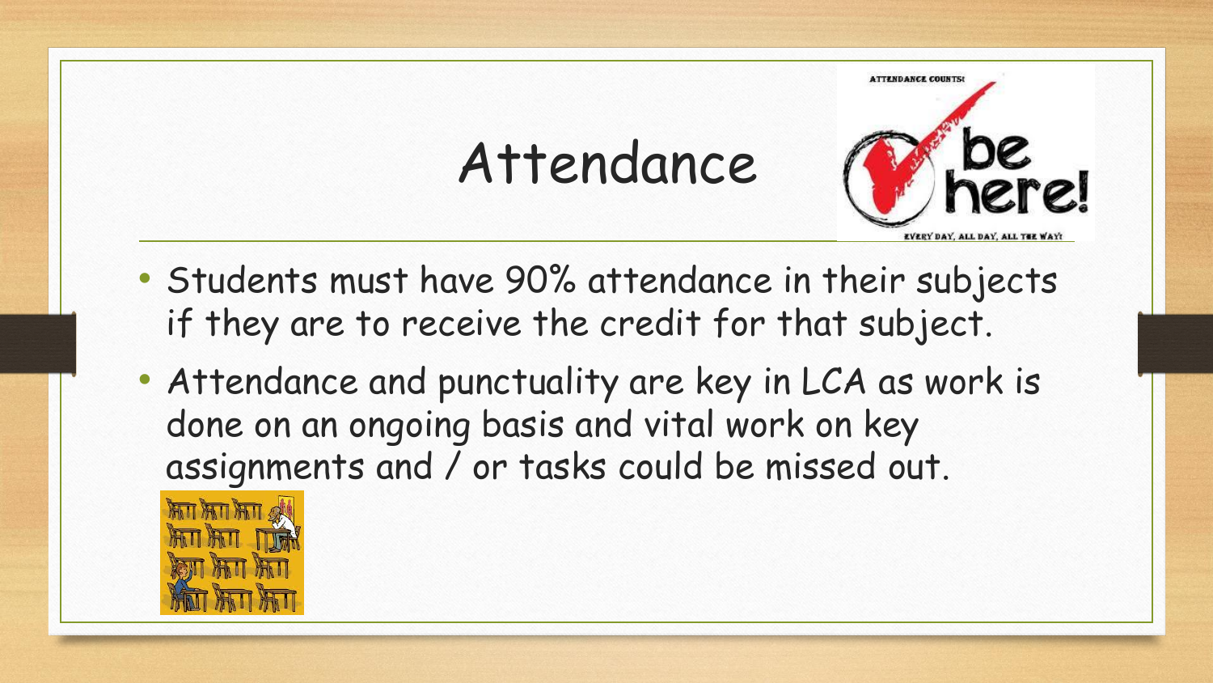# Attendance

- Students must have 90% attendance in their subjects if they are to receive the credit for that subject.
- Attendance and punctuality are key in LCA as work is done on an ongoing basis and vital work on key assignments and / or tasks could be missed out.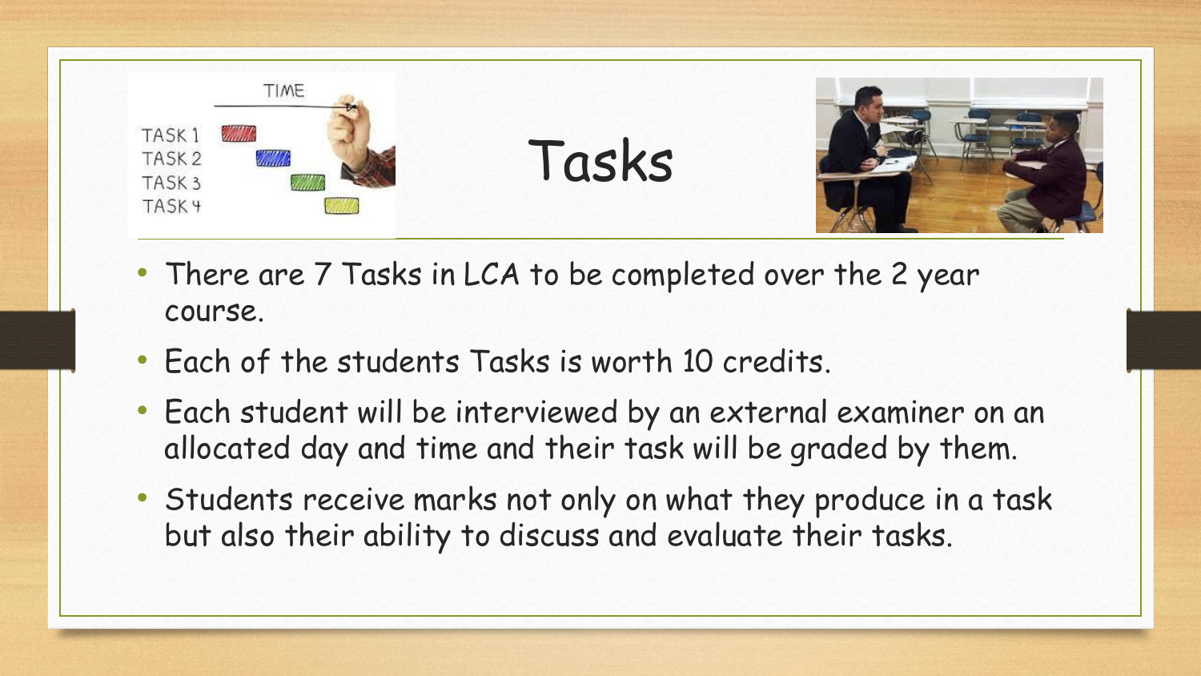# Tasks

- There are 7 Tasks in LCA to be completed over the 2 year course.
- Each of the students Tasks is worth 10 credits.
- Each student will be interviewed by an external examiner on an allocated day and time and their task will be graded by them.
- Students receive marks not only on what they produce in a task but also their ability to discuss and evaluate their tasks.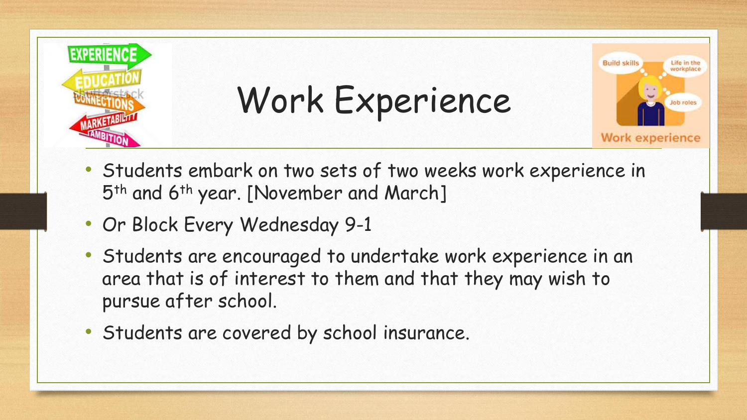# Work Experience

- Students embark on two sets of two weeks work experience in 5th and 6th year. [November and March]
- Or Block Every Wednesday 9-1
- Students are encouraged to undertake work experience in an area that is of interest to them and that they may wish to pursue after school.
- Students are covered by school insurance.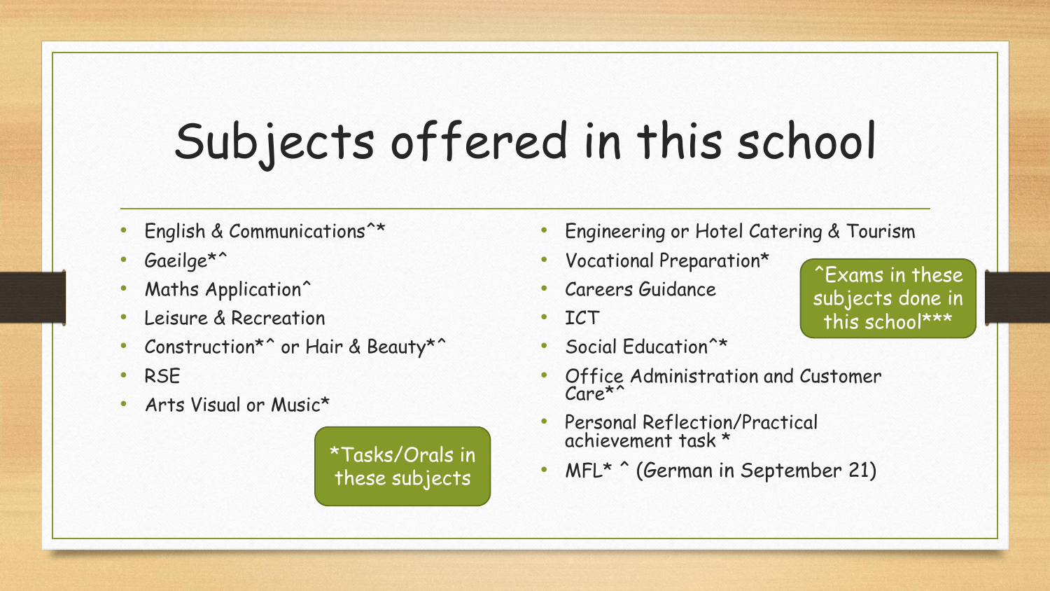# Subjects offered in this school

- English & Communications^*
- Gaeilge*^
- Maths Application^
- Leisure & Recreation
- Construction*^ or Hair & Beauty*^
- RSE
- Arts Visual or Music*

*Tasks/Orals in these subjects

- Engineering or Hotel Catering & Tourism
- Vocational Preparation*
- Careers Guidance
- ICT
- Social Education^*
- Office Administration and Customer Care*^
- Personal Reflection/Practical achievement task *
- MFL* ^ (German in September 21)

^Exams in these subjects done in this school***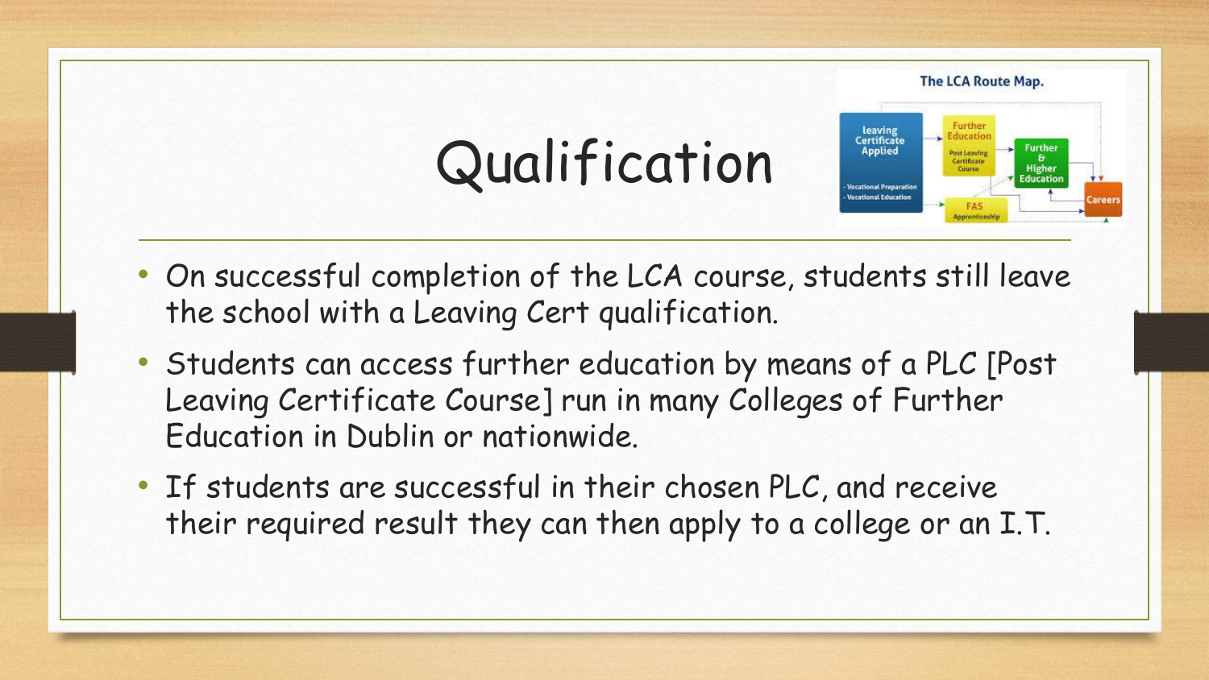# Qualification

- On successful completion of the LCA course, students still leave the school with a Leaving Cert qualification.
- Students can access further education by means of a PLC [Post Leaving Certificate Course] run in many Colleges of Further Education in Dublin or nationwide.
- If students are successful in their chosen PLC, and receive their required result they can then apply to a college or an I.T.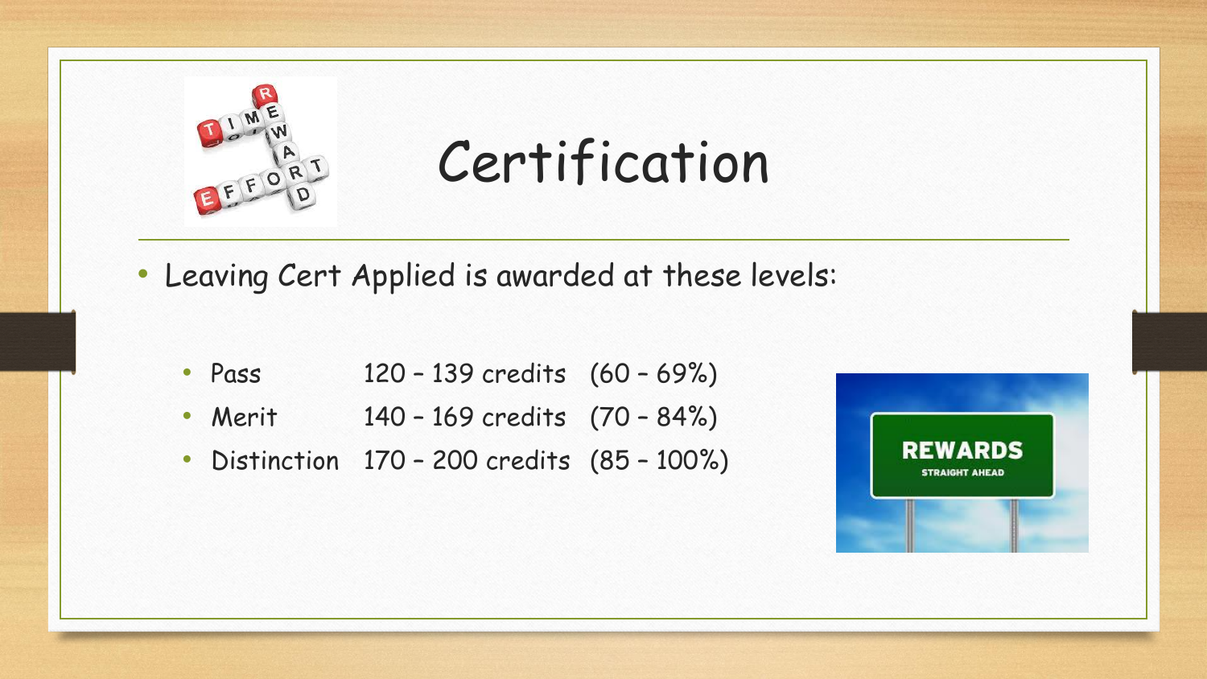# Certification

- Leaving Cert Applied is awarded at these levels:
  - Pass 120 – 139 credits (60 – 69%)
  - Merit 140 – 169 credits (70 – 84%)
  - Distinction 170 – 200 credits (85 – 100%)